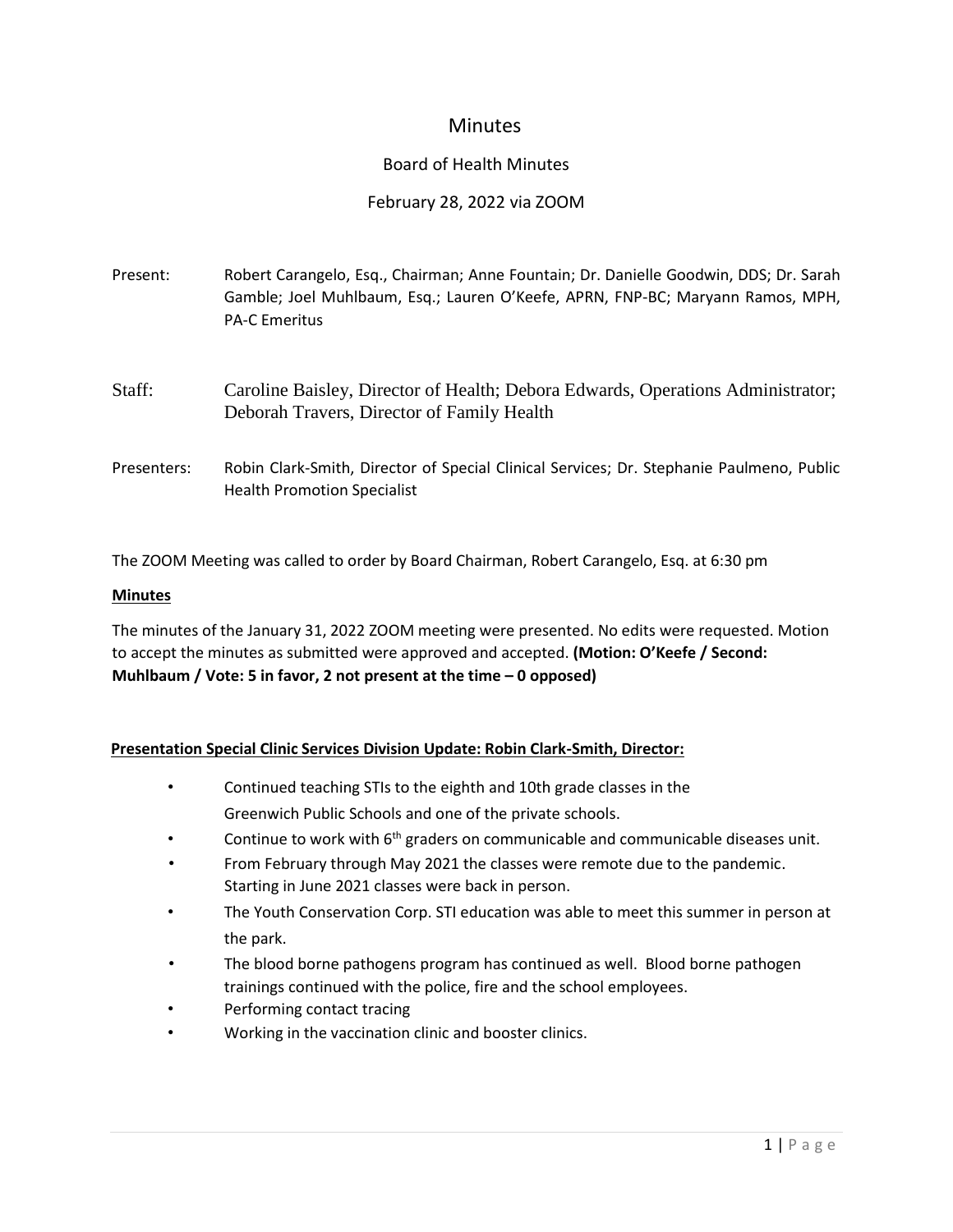# Minutes

## Board of Health Minutes

### February 28, 2022 via ZOOM

Present: Robert Carangelo, Esq., Chairman; Anne Fountain; Dr. Danielle Goodwin, DDS; Dr. Sarah Gamble; Joel Muhlbaum, Esq.; Lauren O'Keefe, APRN, FNP-BC; Maryann Ramos, MPH, PA-C Emeritus

Staff: Caroline Baisley, Director of Health; Debora Edwards, Operations Administrator; Deborah Travers, Director of Family Health

Presenters: Robin Clark-Smith, Director of Special Clinical Services; Dr. Stephanie Paulmeno, Public Health Promotion Specialist

The ZOOM Meeting was called to order by Board Chairman, Robert Carangelo, Esq. at 6:30 pm

**Minutes**

The minutes of the January 31, 2022 ZOOM meeting were presented. No edits were requested. Motion to accept the minutes as submitted were approved and accepted. **(Motion: O'Keefe / Second: Muhlbaum / Vote: 5 in favor, 2 not present at the time – 0 opposed)**

**Presentation Special Clinic Services Division Update: Robin Clark-Smith, Director:**

- Continued teaching STIs to the eighth and 10th grade classes in the Greenwich Public Schools and one of the private schools.
- Continue to work with 6th graders on communicable and communicable diseases unit.
- From February through May 2021 the classes were remote due to the pandemic. Starting in June 2021 classes were back in person.
- The Youth Conservation Corp. STI education was able to meet this summer in person at the park.
- The blood borne pathogens program has continued as well. Blood borne pathogen trainings continued with the police, fire and the school employees.
- Performing contact tracing
- Working in the vaccination clinic and booster clinics.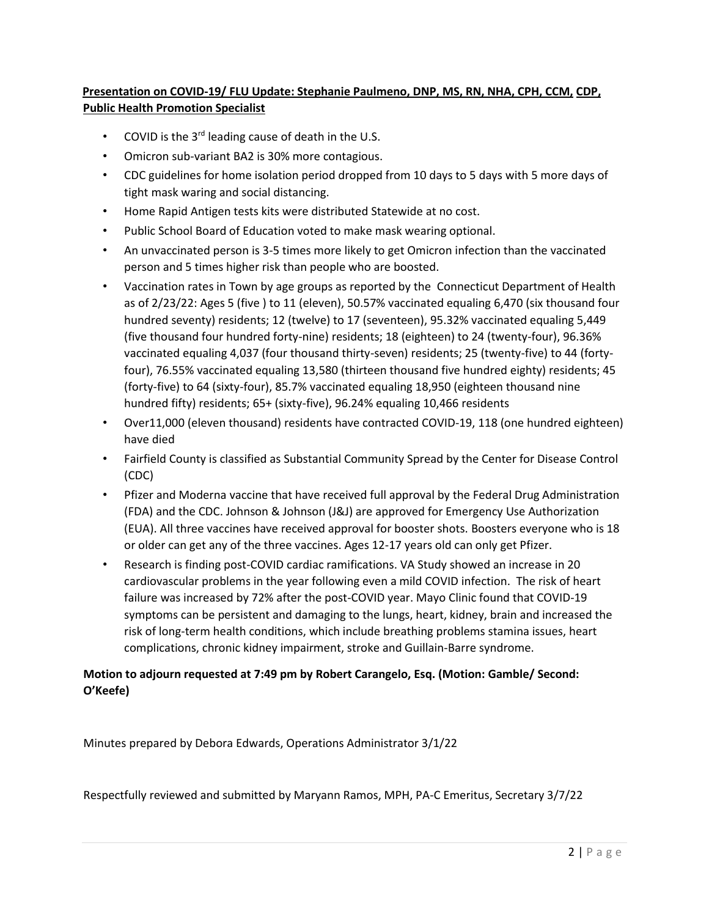**<u>Presentation on COVID-19/ FLU Update: Stephanie Paulmeno, DNP, MS, RN, NHA, CPH, CCM, CDP, Public Health Promotion Specialist</u>**

- COVID is the 3rd leading cause of death in the U.S.
- Omicron sub-variant BA2 is 30% more contagious.
- CDC guidelines for home isolation period dropped from 10 days to 5 days with 5 more days of tight mask waring and social distancing.
- Home Rapid Antigen tests kits were distributed Statewide at no cost.
- Public School Board of Education voted to make mask wearing optional.
- An unvaccinated person is 3-5 times more likely to get Omicron infection than the vaccinated person and 5 times higher risk than people who are boosted.
- Vaccination rates in Town by age groups as reported by the Connecticut Department of Health as of 2/23/22: Ages 5 (five ) to 11 (eleven), 50.57% vaccinated equaling 6,470 (six thousand four hundred seventy) residents; 12 (twelve) to 17 (seventeen), 95.32% vaccinated equaling 5,449 (five thousand four hundred forty-nine) residents; 18 (eighteen) to 24 (twenty-four), 96.36% vaccinated equaling 4,037 (four thousand thirty-seven) residents; 25 (twenty-five) to 44 (forty-four), 76.55% vaccinated equaling 13,580 (thirteen thousand five hundred eighty) residents; 45 (forty-five) to 64 (sixty-four), 85.7% vaccinated equaling 18,950 (eighteen thousand nine hundred fifty) residents; 65+ (sixty-five), 96.24% equaling 10,466 residents
- Over11,000 (eleven thousand) residents have contracted COVID-19, 118 (one hundred eighteen) have died
- Fairfield County is classified as Substantial Community Spread by the Center for Disease Control (CDC)
- Pfizer and Moderna vaccine that have received full approval by the Federal Drug Administration (FDA) and the CDC. Johnson & Johnson (J&J) are approved for Emergency Use Authorization (EUA). All three vaccines have received approval for booster shots. Boosters everyone who is 18 or older can get any of the three vaccines. Ages 12-17 years old can only get Pfizer.
- Research is finding post-COVID cardiac ramifications. VA Study showed an increase in 20 cardiovascular problems in the year following even a mild COVID infection. The risk of heart failure was increased by 72% after the post-COVID year. Mayo Clinic found that COVID-19 symptoms can be persistent and damaging to the lungs, heart, kidney, brain and increased the risk of long-term health conditions, which include breathing problems stamina issues, heart complications, chronic kidney impairment, stroke and Guillain-Barre syndrome.

**Motion to adjourn requested at 7:49 pm by Robert Carangelo, Esq. (Motion: Gamble/ Second: O'Keefe)**

Minutes prepared by Debora Edwards, Operations Administrator 3/1/22

Respectfully reviewed and submitted by Maryann Ramos, MPH, PA-C Emeritus, Secretary 3/7/22